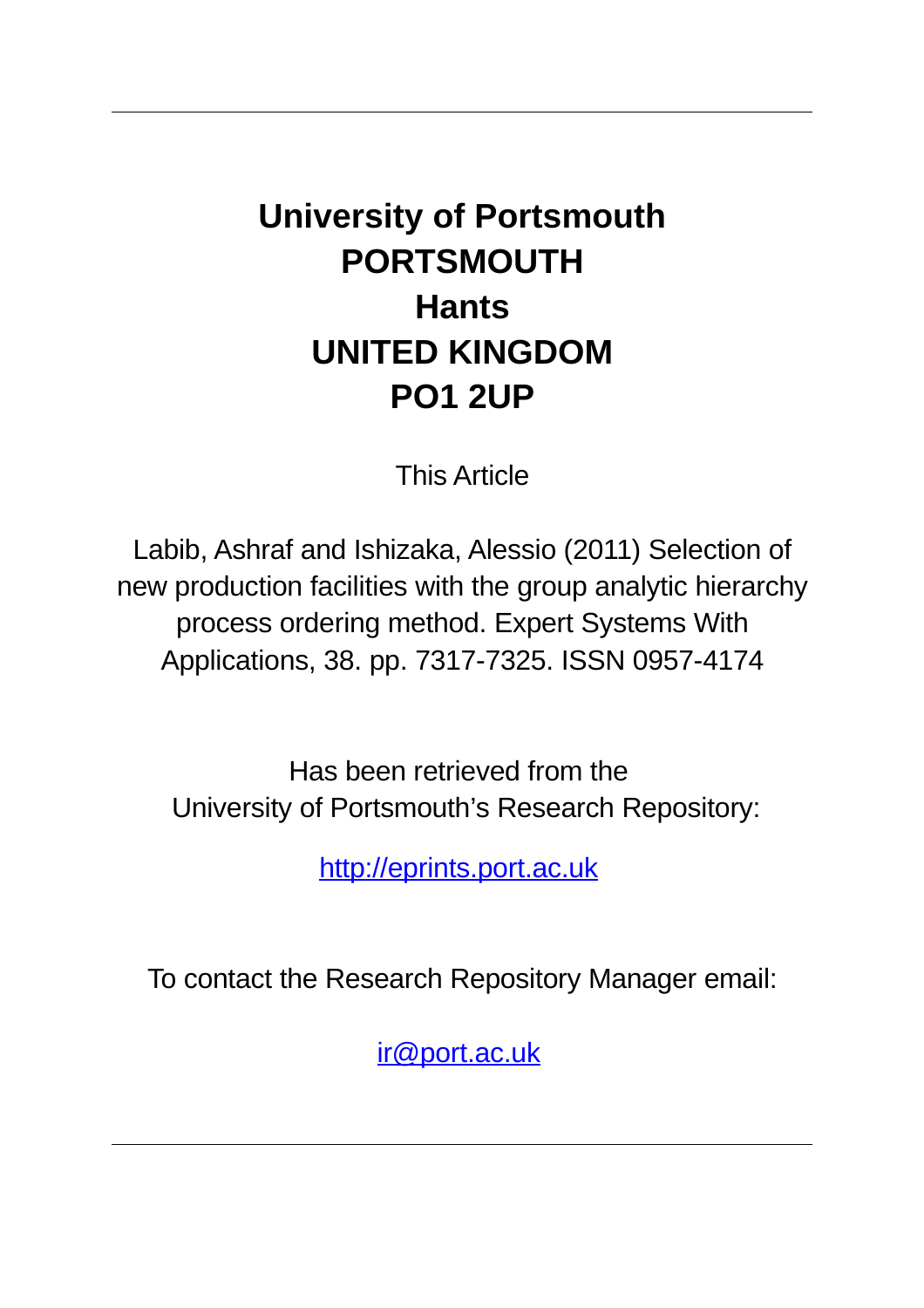---

# University of Portsmouth
# PORTSMOUTH
# Hants
# UNITED KINGDOM
# PO1 2UP

This Article

Labib, Ashraf and Ishizaka, Alessio (2011) Selection of new production facilities with the group analytic hierarchy process ordering method. Expert Systems With Applications, 38. pp. 7317-7325. ISSN 0957-4174

Has been retrieved from the
University of Portsmouth's Research Repository:

[http://eprints.port.ac.uk](http://eprints.port.ac.uk)

To contact the Research Repository Manager email:

[ir@port.ac.uk](mailto:ir@port.ac.uk)

---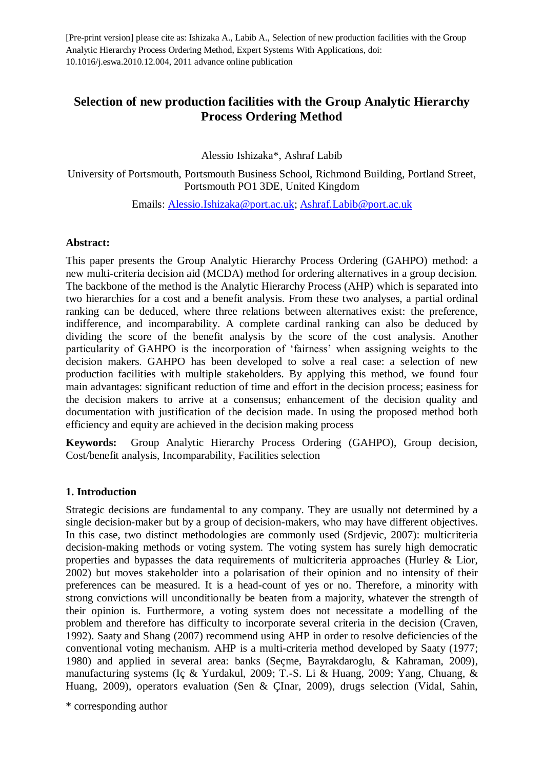[Pre-print version] please cite as: Ishizaka A., Labib A., Selection of new production facilities with the Group Analytic Hierarchy Process Ordering Method, Expert Systems With Applications, doi: 10.1016/j.eswa.2010.12.004, 2011 advance online publication

# Selection of new production facilities with the Group Analytic Hierarchy Process Ordering Method

Alessio Ishizaka*, Ashraf Labib

University of Portsmouth, Portsmouth Business School, Richmond Building, Portland Street, Portsmouth PO1 3DE, United Kingdom

Emails: Alessio.Ishizaka@port.ac.uk; Ashraf.Labib@port.ac.uk

**Abstract:**

This paper presents the Group Analytic Hierarchy Process Ordering (GAHPO) method: a new multi-criteria decision aid (MCDA) method for ordering alternatives in a group decision. The backbone of the method is the Analytic Hierarchy Process (AHP) which is separated into two hierarchies for a cost and a benefit analysis. From these two analyses, a partial ordinal ranking can be deduced, where three relations between alternatives exist: the preference, indifference, and incomparability. A complete cardinal ranking can also be deduced by dividing the score of the benefit analysis by the score of the cost analysis. Another particularity of GAHPO is the incorporation of 'fairness' when assigning weights to the decision makers. GAHPO has been developed to solve a real case: a selection of new production facilities with multiple stakeholders. By applying this method, we found four main advantages: significant reduction of time and effort in the decision process; easiness for the decision makers to arrive at a consensus; enhancement of the decision quality and documentation with justification of the decision made. In using the proposed method both efficiency and equity are achieved in the decision making process

**Keywords:** Group Analytic Hierarchy Process Ordering (GAHPO), Group decision, Cost/benefit analysis, Incomparability, Facilities selection

## 1. Introduction

Strategic decisions are fundamental to any company. They are usually not determined by a single decision-maker but by a group of decision-makers, who may have different objectives. In this case, two distinct methodologies are commonly used (Srdjevic, 2007): multicriteria decision-making methods or voting system. The voting system has surely high democratic properties and bypasses the data requirements of multicriteria approaches (Hurley & Lior, 2002) but moves stakeholder into a polarisation of their opinion and no intensity of their preferences can be measured. It is a head-count of yes or no. Therefore, a minority with strong convictions will unconditionally be beaten from a majority, whatever the strength of their opinion is. Furthermore, a voting system does not necessitate a modelling of the problem and therefore has difficulty to incorporate several criteria in the decision (Craven, 1992). Saaty and Shang (2007) recommend using AHP in order to resolve deficiencies of the conventional voting mechanism. AHP is a multi-criteria method developed by Saaty (1977; 1980) and applied in several area: banks (Seçme, Bayrakdaroglu, & Kahraman, 2009), manufacturing systems (Iç & Yurdakul, 2009; T.-S. Li & Huang, 2009; Yang, Chuang, & Huang, 2009), operators evaluation (Sen & ÇInar, 2009), drugs selection (Vidal, Sahin,

\* corresponding author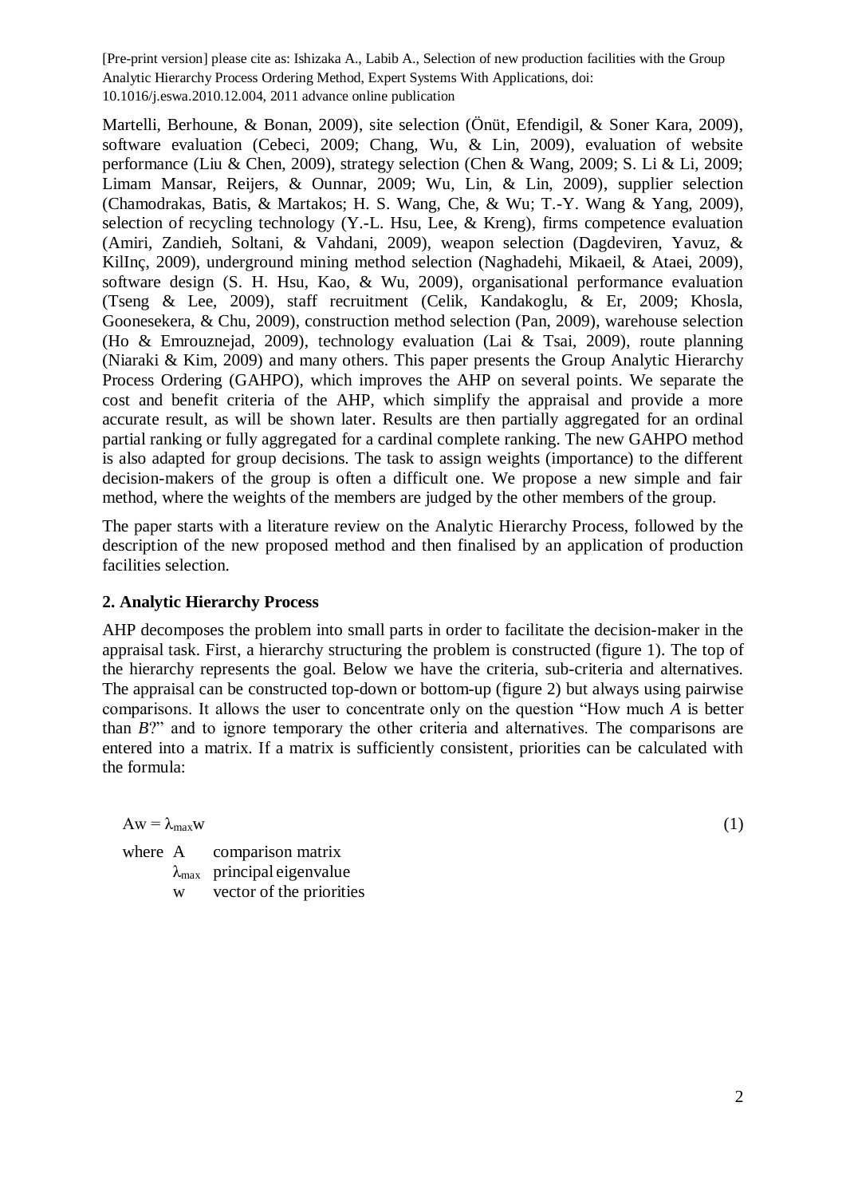Martelli, Berhoune, & Bonan, 2009), site selection (Önüt, Efendigil, & Soner Kara, 2009), software evaluation (Cebeci, 2009; Chang, Wu, & Lin, 2009), evaluation of website performance (Liu & Chen, 2009), strategy selection (Chen & Wang, 2009; S. Li & Li, 2009; Limam Mansar, Reijers, & Ounnar, 2009; Wu, Lin, & Lin, 2009), supplier selection (Chamodrakas, Batis, & Martakos; H. S. Wang, Che, & Wu; T.-Y. Wang & Yang, 2009), selection of recycling technology (Y.-L. Hsu, Lee, & Kreng), firms competence evaluation (Amiri, Zandieh, Soltani, & Vahdani, 2009), weapon selection (Dagdeviren, Yavuz, & KilInç, 2009), underground mining method selection (Naghadehi, Mikaeil, & Ataei, 2009), software design (S. H. Hsu, Kao, & Wu, 2009), organisational performance evaluation (Tseng & Lee, 2009), staff recruitment (Celik, Kandakoglu, & Er, 2009; Khosla, Goonesekera, & Chu, 2009), construction method selection (Pan, 2009), warehouse selection (Ho & Emrouznejad, 2009), technology evaluation (Lai & Tsai, 2009), route planning (Niaraki & Kim, 2009) and many others. This paper presents the Group Analytic Hierarchy Process Ordering (GAHPO), which improves the AHP on several points. We separate the cost and benefit criteria of the AHP, which simplify the appraisal and provide a more accurate result, as will be shown later. Results are then partially aggregated for an ordinal partial ranking or fully aggregated for a cardinal complete ranking. The new GAHPO method is also adapted for group decisions. The task to assign weights (importance) to the different decision-makers of the group is often a difficult one. We propose a new simple and fair method, where the weights of the members are judged by the other members of the group.

The paper starts with a literature review on the Analytic Hierarchy Process, followed by the description of the new proposed method and then finalised by an application of production facilities selection.

## 2. Analytic Hierarchy Process

AHP decomposes the problem into small parts in order to facilitate the decision-maker in the appraisal task. First, a hierarchy structuring the problem is constructed (figure 1). The top of the hierarchy represents the goal. Below we have the criteria, sub-criteria and alternatives. The appraisal can be constructed top-down or bottom-up (figure 2) but always using pairwise comparisons. It allows the user to concentrate only on the question "How much *A* is better than *B*?" and to ignore temporary the other criteria and alternatives. The comparisons are entered into a matrix. If a matrix is sufficiently consistent, priorities can be calculated with the formula:

$$Aw = \lambda_{max} w \tag{1}$$

where A comparison matrix

$\lambda_{max}$ principal eigenvalue

w vector of the priorities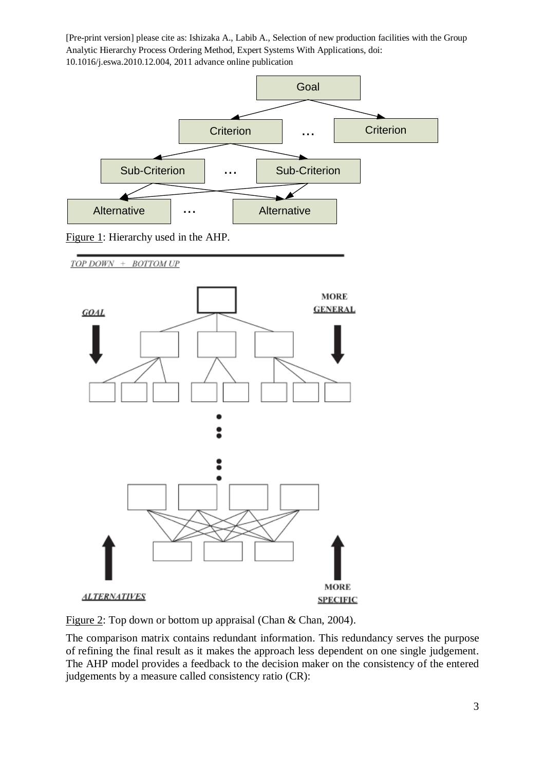Figure 1: Hierarchy used in the AHP.

Figure 2: Top down or bottom up appraisal (Chan & Chan, 2004).

The comparison matrix contains redundant information. This redundancy serves the purpose of refining the final result as it makes the approach less dependent on one single judgement. The AHP model provides a feedback to the decision maker on the consistency of the entered judgements by a measure called consistency ratio (CR):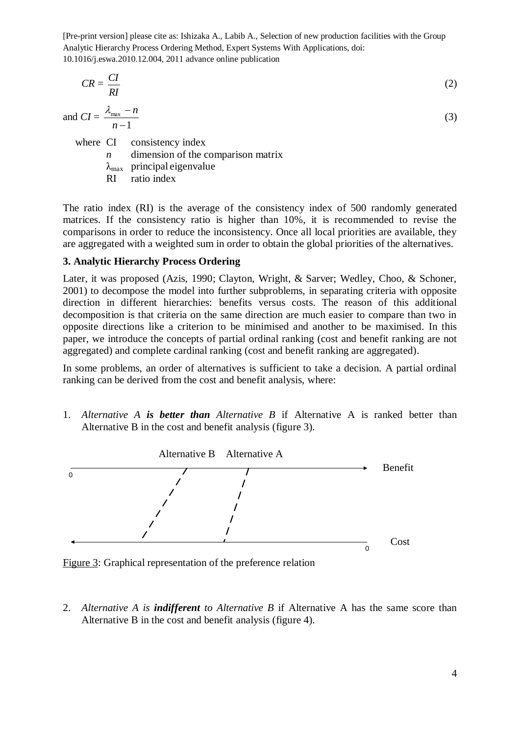$$CR = \frac{CI}{RI} \tag{2}$$

and $$CI = \frac{\lambda_{max} - n}{n - 1} \tag{3}$$

where CI consistency index
$n$ dimension of the comparison matrix
$\lambda_{max}$ principal eigenvalue
RI ratio index

The ratio index (RI) is the average of the consistency index of 500 randomly generated matrices. If the consistency ratio is higher than 10%, it is recommended to revise the comparisons in order to reduce the inconsistency. Once all local priorities are available, they are aggregated with a weighted sum in order to obtain the global priorities of the alternatives.

### 3. Analytic Hierarchy Process Ordering

Later, it was proposed (Azis, 1990; Clayton, Wright, & Sarver; Wedley, Choo, & Schoner, 2001) to decompose the model into further subproblems, in separating criteria with opposite direction in different hierarchies: benefits versus costs. The reason of this additional decomposition is that criteria on the same direction are much easier to compare than two in opposite directions like a criterion to be minimised and another to be maximised. In this paper, we introduce the concepts of partial ordinal ranking (cost and benefit ranking are not aggregated) and complete cardinal ranking (cost and benefit ranking are aggregated).

In some problems, an order of alternatives is sufficient to take a decision. A partial ordinal ranking can be derived from the cost and benefit analysis, where:

1. *Alternative A **is better than** Alternative B* if Alternative A is ranked better than Alternative B in the cost and benefit analysis (figure 3).

Alternative B Alternative A

Benefit

0

Cost

0

Figure 3: Graphical representation of the preference relation

2. *Alternative A is **indifferent** to Alternative B* if Alternative A has the same score than Alternative B in the cost and benefit analysis (figure 4).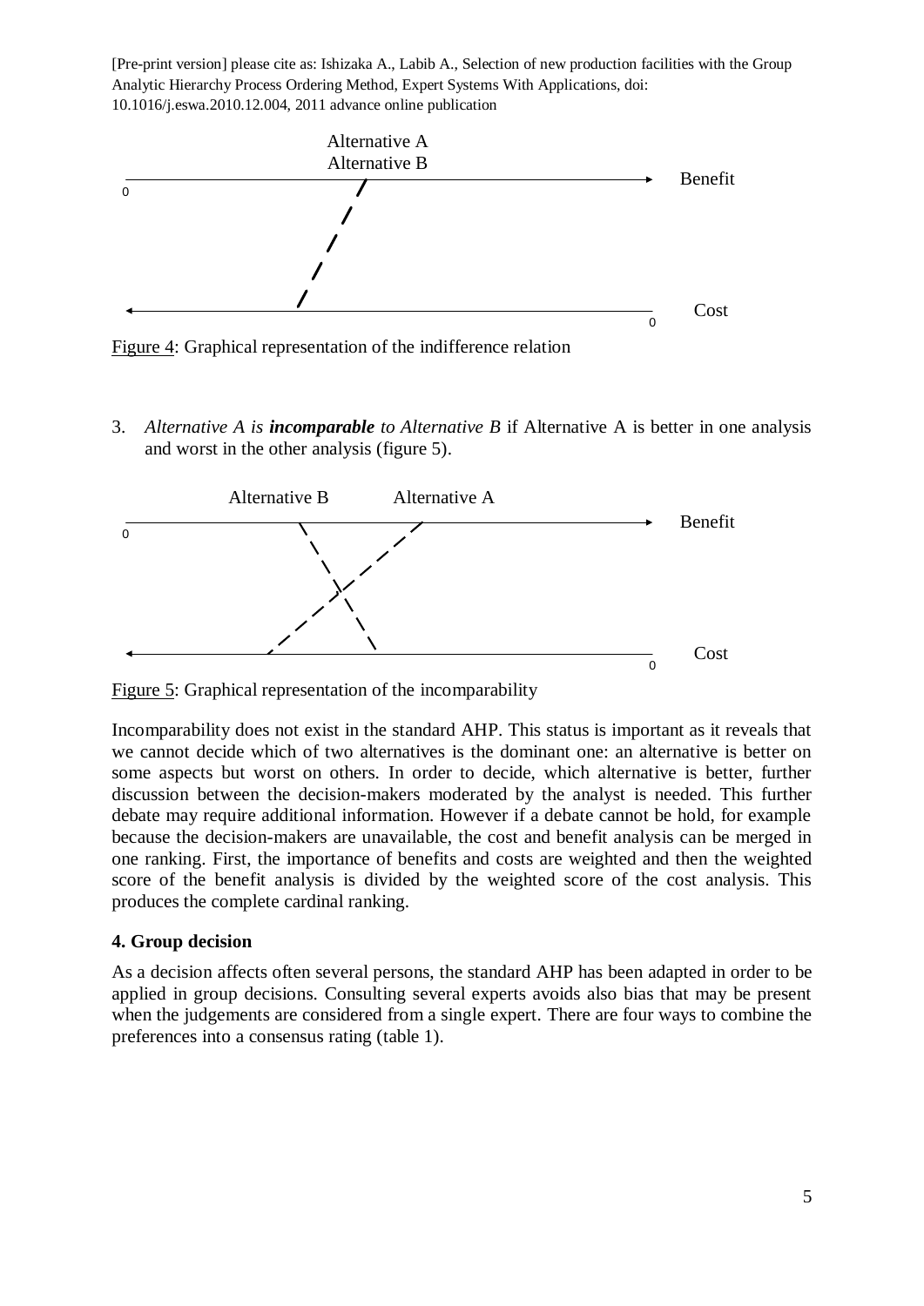Figure 4: Graphical representation of the indifference relation

3. *Alternative A is **incomparable** to Alternative B* if Alternative A is better in one analysis and worst in the other analysis (figure 5).

Figure 5: Graphical representation of the incomparability

Incomparability does not exist in the standard AHP. This status is important as it reveals that we cannot decide which of two alternatives is the dominant one: an alternative is better on some aspects but worst on others. In order to decide, which alternative is better, further discussion between the decision-makers moderated by the analyst is needed. This further debate may require additional information. However if a debate cannot be hold, for example because the decision-makers are unavailable, the cost and benefit analysis can be merged in one ranking. First, the importance of benefits and costs are weighted and then the weighted score of the benefit analysis is divided by the weighted score of the cost analysis. This produces the complete cardinal ranking.

## 4. Group decision

As a decision affects often several persons, the standard AHP has been adapted in order to be applied in group decisions. Consulting several experts avoids also bias that may be present when the judgements are considered from a single expert. There are four ways to combine the preferences into a consensus rating (table 1).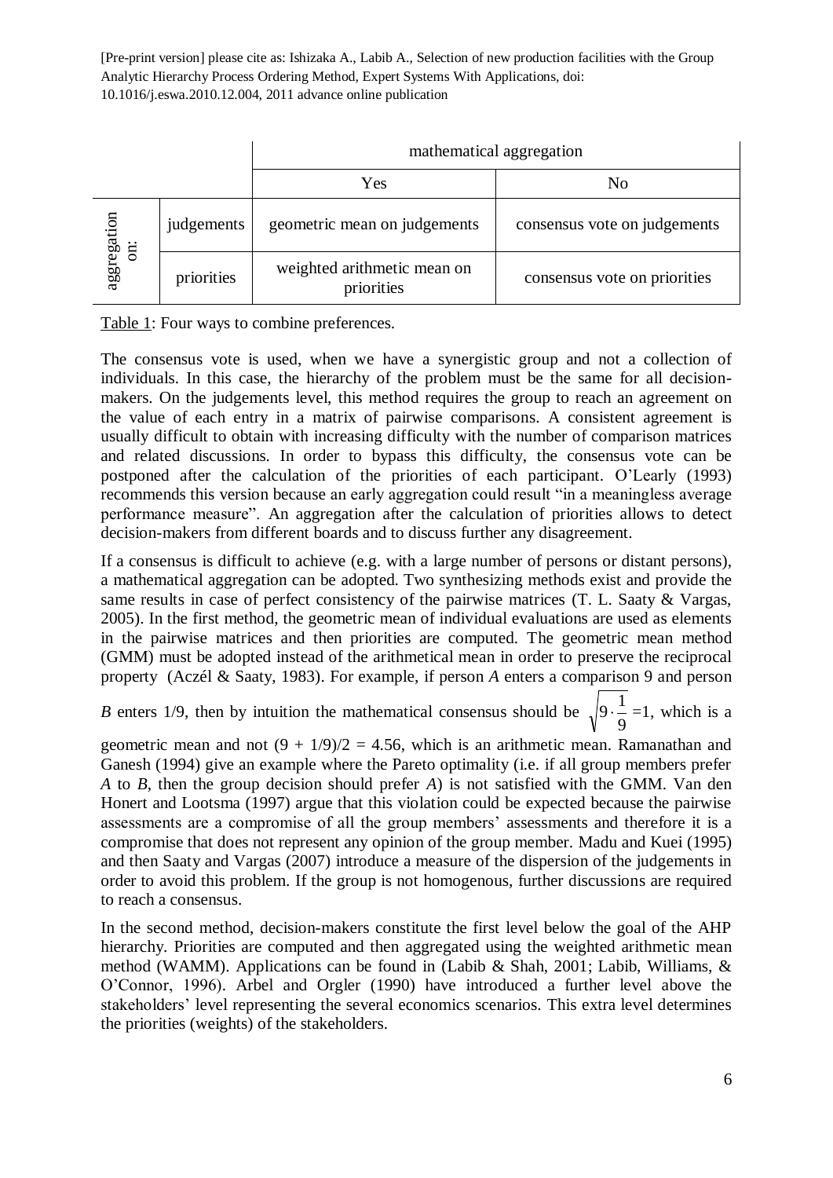| | | mathematical aggregation | |
|---|---|---|---|
| | | Yes | No |
| aggregation on: | judgements | geometric mean on judgements | consensus vote on judgements |
| | priorities | weighted arithmetic mean on priorities | consensus vote on priorities |

Table 1: Four ways to combine preferences.

The consensus vote is used, when we have a synergistic group and not a collection of individuals. In this case, the hierarchy of the problem must be the same for all decision-makers. On the judgements level, this method requires the group to reach an agreement on the value of each entry in a matrix of pairwise comparisons. A consistent agreement is usually difficult to obtain with increasing difficulty with the number of comparison matrices and related discussions. In order to bypass this difficulty, the consensus vote can be postponed after the calculation of the priorities of each participant. O'Learly (1993) recommends this version because an early aggregation could result "in a meaningless average performance measure". An aggregation after the calculation of priorities allows to detect decision-makers from different boards and to discuss further any disagreement.

If a consensus is difficult to achieve (e.g. with a large number of persons or distant persons), a mathematical aggregation can be adopted. Two synthesizing methods exist and provide the same results in case of perfect consistency of the pairwise matrices (T. L. Saaty & Vargas, 2005). In the first method, the geometric mean of individual evaluations are used as elements in the pairwise matrices and then priorities are computed. The geometric mean method (GMM) must be adopted instead of the arithmetical mean in order to preserve the reciprocal property (Aczél & Saaty, 1983). For example, if person *A* enters a comparison 9 and person *B* enters 1/9, then by intuition the mathematical consensus should be $\sqrt{9 \cdot \frac{1}{9}} = 1$, which is a geometric mean and not $(9 + 1/9)/2 = 4.56$, which is an arithmetic mean. Ramanathan and Ganesh (1994) give an example where the Pareto optimality (i.e. if all group members prefer *A* to *B*, then the group decision should prefer *A*) is not satisfied with the GMM. Van den Honert and Lootsma (1997) argue that this violation could be expected because the pairwise assessments are a compromise of all the group members' assessments and therefore it is a compromise that does not represent any opinion of the group member. Madu and Kuei (1995) and then Saaty and Vargas (2007) introduce a measure of the dispersion of the judgements in order to avoid this problem. If the group is not homogenous, further discussions are required to reach a consensus.

In the second method, decision-makers constitute the first level below the goal of the AHP hierarchy. Priorities are computed and then aggregated using the weighted arithmetic mean method (WAMM). Applications can be found in (Labib & Shah, 2001; Labib, Williams, & O'Connor, 1996). Arbel and Orgler (1990) have introduced a further level above the stakeholders' level representing the several economics scenarios. This extra level determines the priorities (weights) of the stakeholders.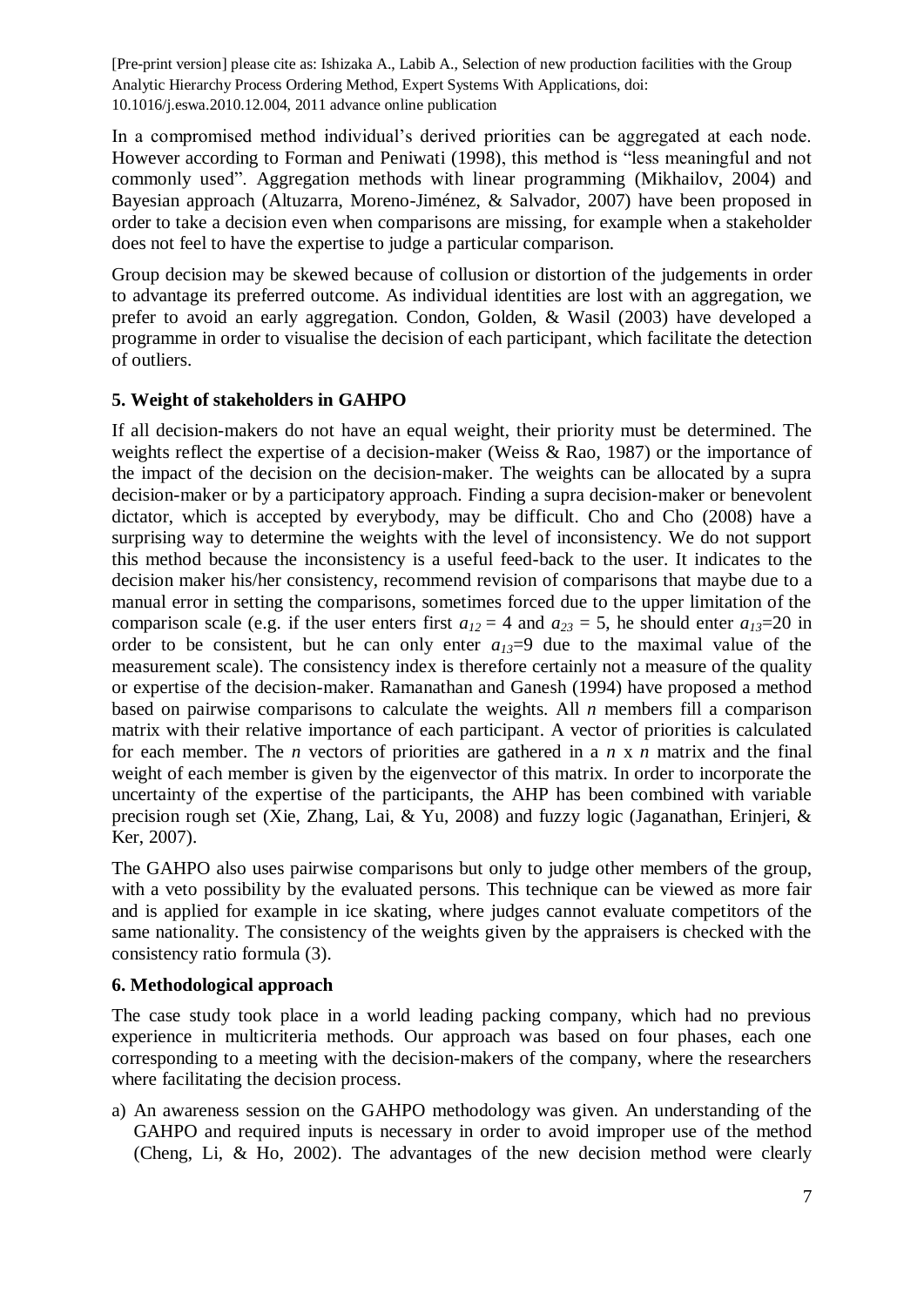In a compromised method individual's derived priorities can be aggregated at each node. However according to Forman and Peniwati (1998), this method is "less meaningful and not commonly used". Aggregation methods with linear programming (Mikhailov, 2004) and Bayesian approach (Altuzarra, Moreno-Jiménez, & Salvador, 2007) have been proposed in order to take a decision even when comparisons are missing, for example when a stakeholder does not feel to have the expertise to judge a particular comparison.

Group decision may be skewed because of collusion or distortion of the judgements in order to advantage its preferred outcome. As individual identities are lost with an aggregation, we prefer to avoid an early aggregation. Condon, Golden, & Wasil (2003) have developed a programme in order to visualise the decision of each participant, which facilitate the detection of outliers.

## 5. Weight of stakeholders in GAHPO

If all decision-makers do not have an equal weight, their priority must be determined. The weights reflect the expertise of a decision-maker (Weiss & Rao, 1987) or the importance of the impact of the decision on the decision-maker. The weights can be allocated by a supra decision-maker or by a participatory approach. Finding a supra decision-maker or benevolent dictator, which is accepted by everybody, may be difficult. Cho and Cho (2008) have a surprising way to determine the weights with the level of inconsistency. We do not support this method because the inconsistency is a useful feed-back to the user. It indicates to the decision maker his/her consistency, recommend revision of comparisons that maybe due to a manual error in setting the comparisons, sometimes forced due to the upper limitation of the comparison scale (e.g. if the user enters first $a_{12} = 4$ and $a_{23} = 5$, he should enter $a_{13}=20$ in order to be consistent, but he can only enter $a_{13}=9$ due to the maximal value of the measurement scale). The consistency index is therefore certainly not a measure of the quality or expertise of the decision-maker. Ramanathan and Ganesh (1994) have proposed a method based on pairwise comparisons to calculate the weights. All $n$ members fill a comparison matrix with their relative importance of each participant. A vector of priorities is calculated for each member. The $n$ vectors of priorities are gathered in a $n$ x $n$ matrix and the final weight of each member is given by the eigenvector of this matrix. In order to incorporate the uncertainty of the expertise of the participants, the AHP has been combined with variable precision rough set (Xie, Zhang, Lai, & Yu, 2008) and fuzzy logic (Jaganathan, Erinjeri, & Ker, 2007).

The GAHPO also uses pairwise comparisons but only to judge other members of the group, with a veto possibility by the evaluated persons. This technique can be viewed as more fair and is applied for example in ice skating, where judges cannot evaluate competitors of the same nationality. The consistency of the weights given by the appraisers is checked with the consistency ratio formula (3).

## 6. Methodological approach

The case study took place in a world leading packing company, which had no previous experience in multicriteria methods. Our approach was based on four phases, each one corresponding to a meeting with the decision-makers of the company, where the researchers where facilitating the decision process.

a) An awareness session on the GAHPO methodology was given. An understanding of the GAHPO and required inputs is necessary in order to avoid improper use of the method (Cheng, Li, & Ho, 2002). The advantages of the new decision method were clearly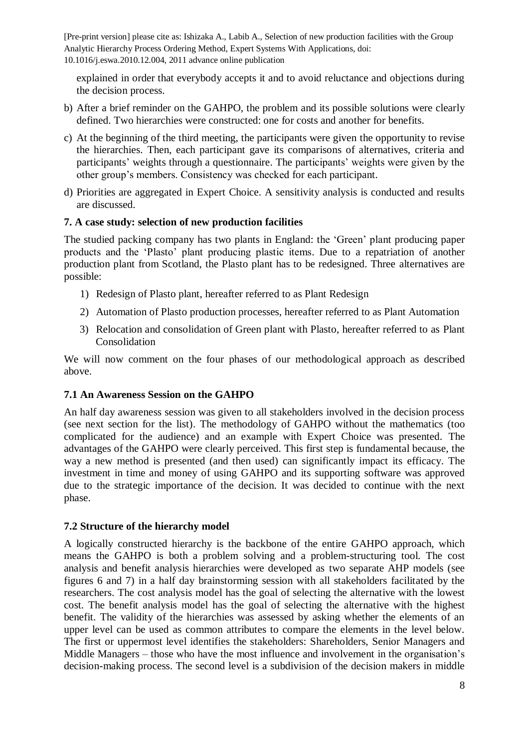explained in order that everybody accepts it and to avoid reluctance and objections during the decision process.

b) After a brief reminder on the GAHPO, the problem and its possible solutions were clearly defined. Two hierarchies were constructed: one for costs and another for benefits.

c) At the beginning of the third meeting, the participants were given the opportunity to revise the hierarchies. Then, each participant gave its comparisons of alternatives, criteria and participants' weights through a questionnaire. The participants' weights were given by the other group's members. Consistency was checked for each participant.

d) Priorities are aggregated in Expert Choice. A sensitivity analysis is conducted and results are discussed.

## 7. A case study: selection of new production facilities

The studied packing company has two plants in England: the 'Green' plant producing paper products and the 'Plasto' plant producing plastic items. Due to a repatriation of another production plant from Scotland, the Plasto plant has to be redesigned. Three alternatives are possible:

1) Redesign of Plasto plant, hereafter referred to as Plant Redesign
2) Automation of Plasto production processes, hereafter referred to as Plant Automation
3) Relocation and consolidation of Green plant with Plasto, hereafter referred to as Plant Consolidation

We will now comment on the four phases of our methodological approach as described above.

### 7.1 An Awareness Session on the GAHPO

An half day awareness session was given to all stakeholders involved in the decision process (see next section for the list). The methodology of GAHPO without the mathematics (too complicated for the audience) and an example with Expert Choice was presented. The advantages of the GAHPO were clearly perceived. This first step is fundamental because, the way a new method is presented (and then used) can significantly impact its efficacy. The investment in time and money of using GAHPO and its supporting software was approved due to the strategic importance of the decision. It was decided to continue with the next phase.

### 7.2 Structure of the hierarchy model

A logically constructed hierarchy is the backbone of the entire GAHPO approach, which means the GAHPO is both a problem solving and a problem-structuring tool. The cost analysis and benefit analysis hierarchies were developed as two separate AHP models (see figures 6 and 7) in a half day brainstorming session with all stakeholders facilitated by the researchers. The cost analysis model has the goal of selecting the alternative with the lowest cost. The benefit analysis model has the goal of selecting the alternative with the highest benefit. The validity of the hierarchies was assessed by asking whether the elements of an upper level can be used as common attributes to compare the elements in the level below. The first or uppermost level identifies the stakeholders: Shareholders, Senior Managers and Middle Managers – those who have the most influence and involvement in the organisation's decision-making process. The second level is a subdivision of the decision makers in middle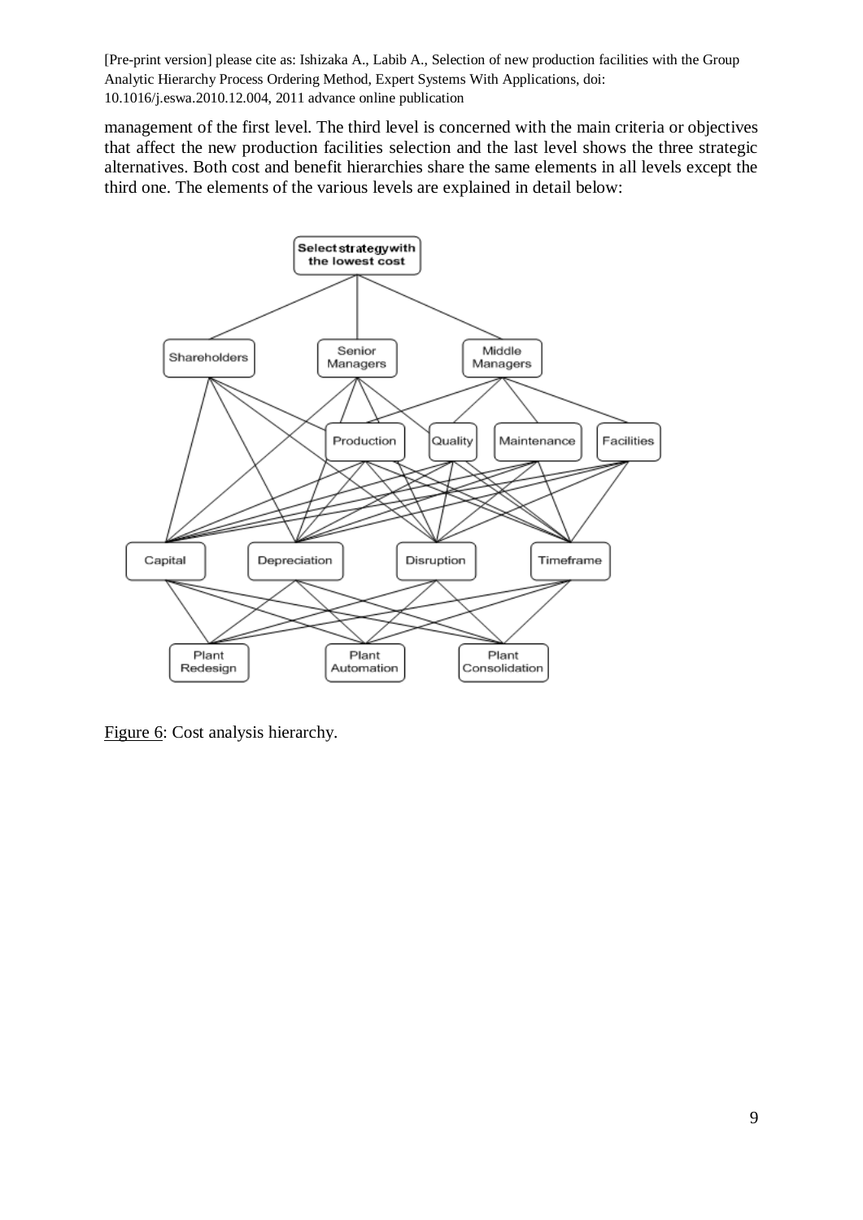management of the first level. The third level is concerned with the main criteria or objectives that affect the new production facilities selection and the last level shows the three strategic alternatives. Both cost and benefit hierarchies share the same elements in all levels except the third one. The elements of the various levels are explained in detail below:

Figure 6: Cost analysis hierarchy.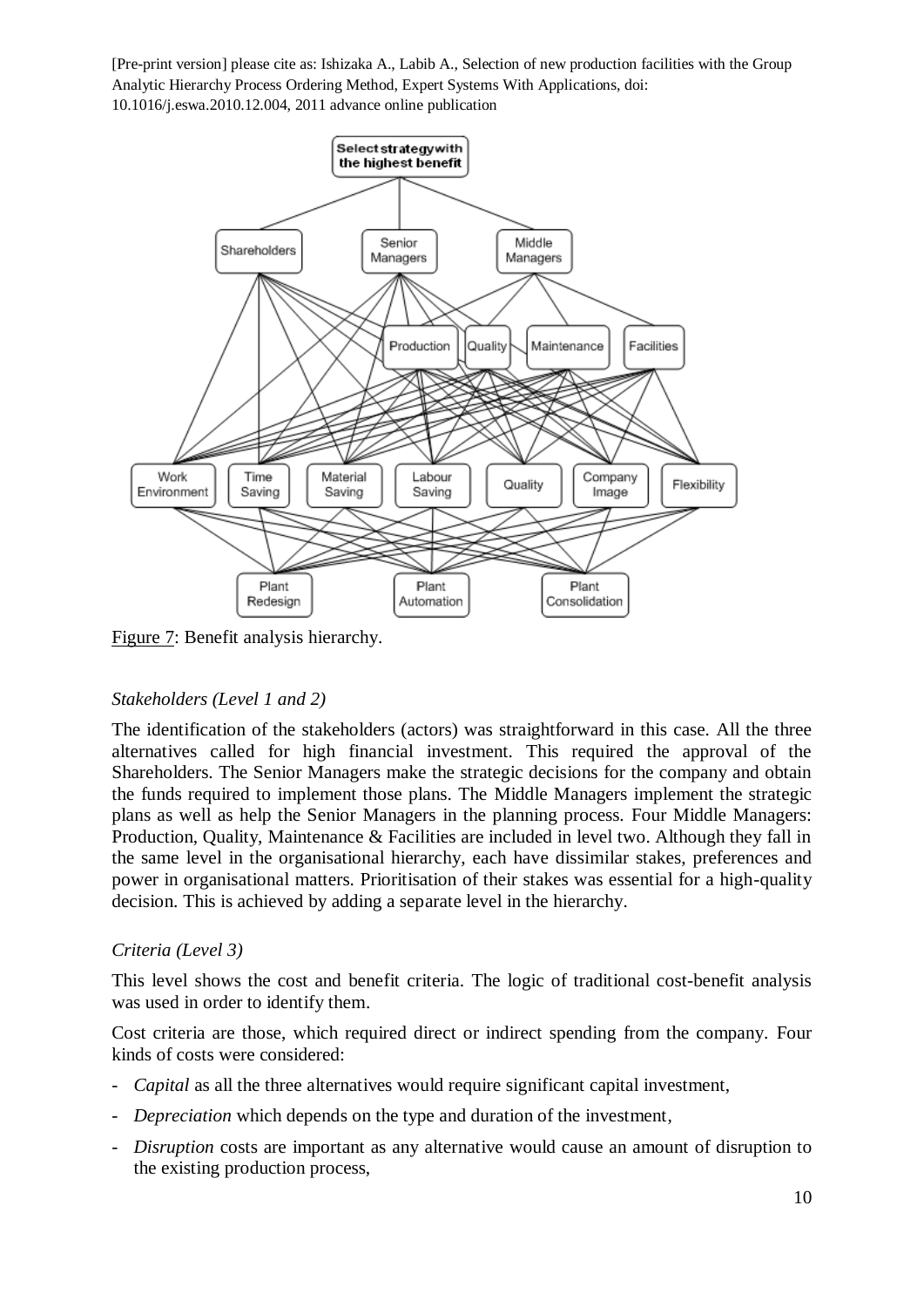Figure 7: Benefit analysis hierarchy.

*Stakeholders (Level 1 and 2)*

The identification of the stakeholders (actors) was straightforward in this case. All the three alternatives called for high financial investment. This required the approval of the Shareholders. The Senior Managers make the strategic decisions for the company and obtain the funds required to implement those plans. The Middle Managers implement the strategic plans as well as help the Senior Managers in the planning process. Four Middle Managers: Production, Quality, Maintenance & Facilities are included in level two. Although they fall in the same level in the organisational hierarchy, each have dissimilar stakes, preferences and power in organisational matters. Prioritisation of their stakes was essential for a high-quality decision. This is achieved by adding a separate level in the hierarchy.

*Criteria (Level 3)*

This level shows the cost and benefit criteria. The logic of traditional cost-benefit analysis was used in order to identify them.

Cost criteria are those, which required direct or indirect spending from the company. Four kinds of costs were considered:

- *Capital* as all the three alternatives would require significant capital investment,
- *Depreciation* which depends on the type and duration of the investment,
- *Disruption* costs are important as any alternative would cause an amount of disruption to the existing production process,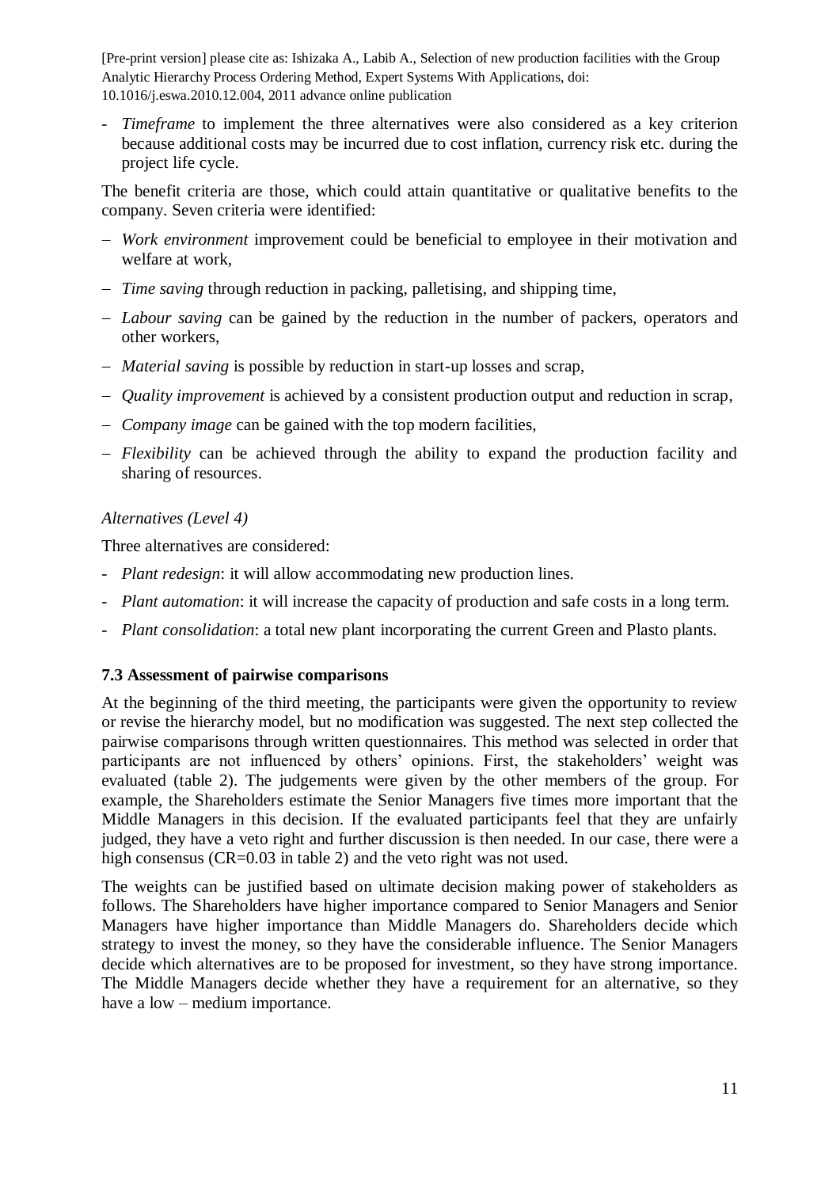- *Timeframe* to implement the three alternatives were also considered as a key criterion because additional costs may be incurred due to cost inflation, currency risk etc. during the project life cycle.

The benefit criteria are those, which could attain quantitative or qualitative benefits to the company. Seven criteria were identified:

- *Work environment* improvement could be beneficial to employee in their motivation and welfare at work,
- *Time saving* through reduction in packing, palletising, and shipping time,
- *Labour saving* can be gained by the reduction in the number of packers, operators and other workers,
- *Material saving* is possible by reduction in start-up losses and scrap,
- *Quality improvement* is achieved by a consistent production output and reduction in scrap,
- *Company image* can be gained with the top modern facilities,
- *Flexibility* can be achieved through the ability to expand the production facility and sharing of resources.

*Alternatives (Level 4)*

Three alternatives are considered:

- *Plant redesign*: it will allow accommodating new production lines.
- *Plant automation*: it will increase the capacity of production and safe costs in a long term.
- *Plant consolidation*: a total new plant incorporating the current Green and Plasto plants.

### 7.3 Assessment of pairwise comparisons

At the beginning of the third meeting, the participants were given the opportunity to review or revise the hierarchy model, but no modification was suggested. The next step collected the pairwise comparisons through written questionnaires. This method was selected in order that participants are not influenced by others' opinions. First, the stakeholders' weight was evaluated (table 2). The judgements were given by the other members of the group. For example, the Shareholders estimate the Senior Managers five times more important that the Middle Managers in this decision. If the evaluated participants feel that they are unfairly judged, they have a veto right and further discussion is then needed. In our case, there were a high consensus (CR=0.03 in table 2) and the veto right was not used.

The weights can be justified based on ultimate decision making power of stakeholders as follows. The Shareholders have higher importance compared to Senior Managers and Senior Managers have higher importance than Middle Managers do. Shareholders decide which strategy to invest the money, so they have the considerable influence. The Senior Managers decide which alternatives are to be proposed for investment, so they have strong importance. The Middle Managers decide whether they have a requirement for an alternative, so they have a low – medium importance.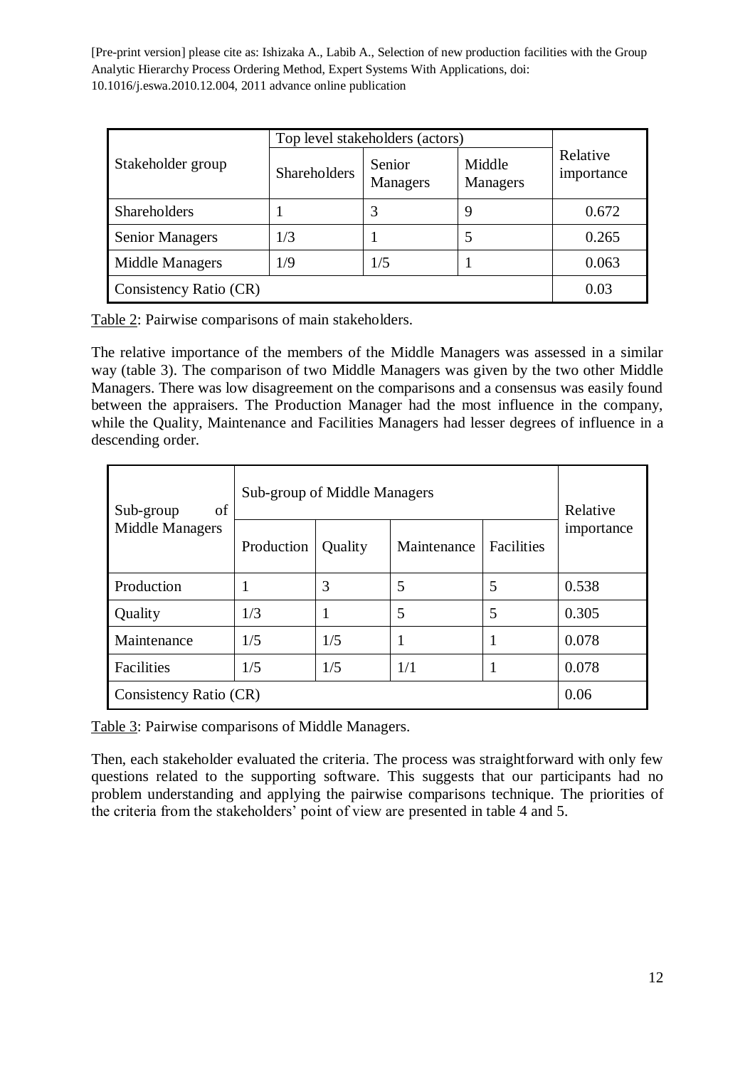| Stakeholder group | Top level stakeholders (actors) | | | Relative importance |
|---|---|---|---|---|
| | Shareholders | Senior Managers | Middle Managers | |
| Shareholders | 1 | 3 | 9 | 0.672 |
| Senior Managers | 1/3 | 1 | 5 | 0.265 |
| Middle Managers | 1/9 | 1/5 | 1 | 0.063 |
| Consistency Ratio (CR) | | | | 0.03 |

Table 2: Pairwise comparisons of main stakeholders.

The relative importance of the members of the Middle Managers was assessed in a similar way (table 3). The comparison of two Middle Managers was given by the two other Middle Managers. There was low disagreement on the comparisons and a consensus was easily found between the appraisers. The Production Manager had the most influence in the company, while the Quality, Maintenance and Facilities Managers had lesser degrees of influence in a descending order.

| Sub-group of Middle Managers | Sub-group of Middle Managers | | | | Relative importance |
|---|---|---|---|---|---|
| | Production | Quality | Maintenance | Facilities | |
| Production | 1 | 3 | 5 | 5 | 0.538 |
| Quality | 1/3 | 1 | 5 | 5 | 0.305 |
| Maintenance | 1/5 | 1/5 | 1 | 1 | 0.078 |
| Facilities | 1/5 | 1/5 | 1/1 | 1 | 0.078 |
| Consistency Ratio (CR) | | | | | 0.06 |

Table 3: Pairwise comparisons of Middle Managers.

Then, each stakeholder evaluated the criteria. The process was straightforward with only few questions related to the supporting software. This suggests that our participants had no problem understanding and applying the pairwise comparisons technique. The priorities of the criteria from the stakeholders' point of view are presented in table 4 and 5.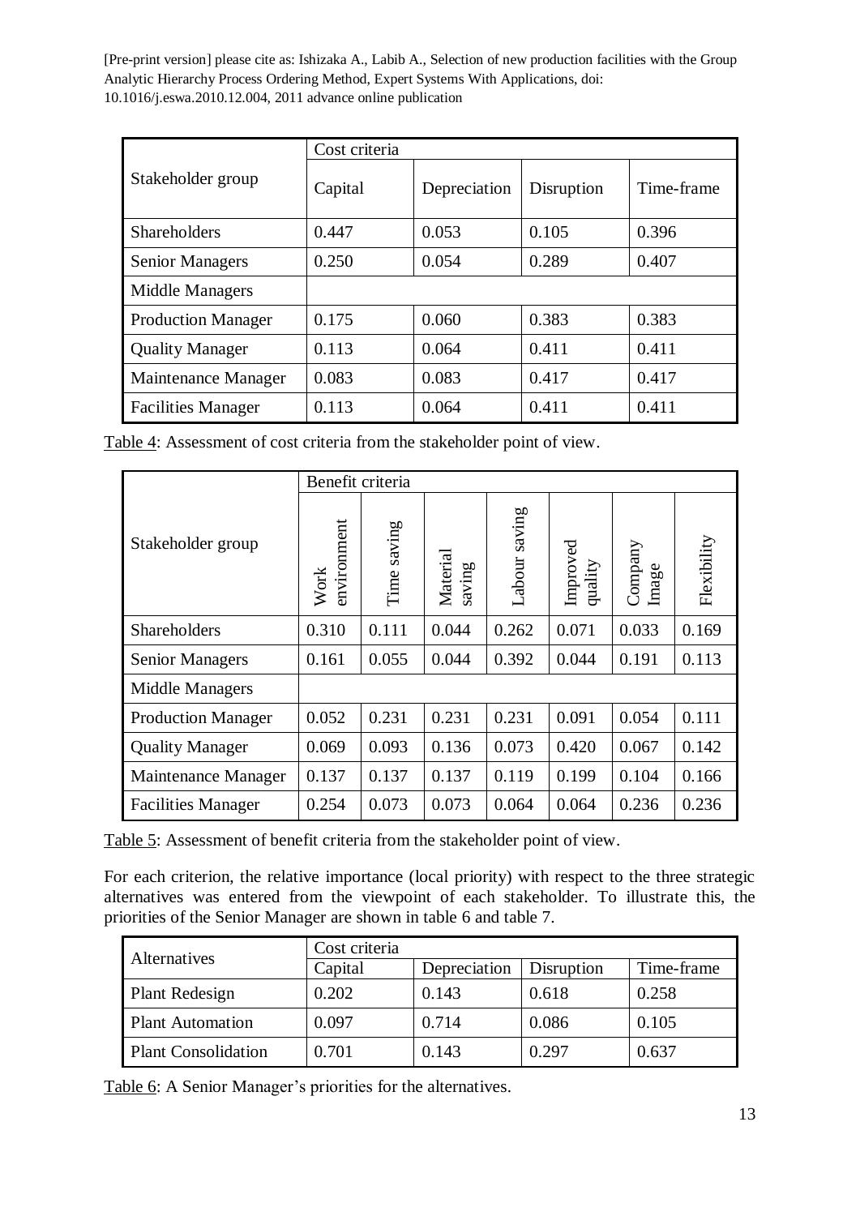| Stakeholder group | Cost criteria | | | |
|---|---|---|---|---|
| | Capital | Depreciation | Disruption | Time-frame |
| Shareholders | 0.447 | 0.053 | 0.105 | 0.396 |
| Senior Managers | 0.250 | 0.054 | 0.289 | 0.407 |
| Middle Managers | | | | |
| Production Manager | 0.175 | 0.060 | 0.383 | 0.383 |
| Quality Manager | 0.113 | 0.064 | 0.411 | 0.411 |
| Maintenance Manager | 0.083 | 0.083 | 0.417 | 0.417 |
| Facilities Manager | 0.113 | 0.064 | 0.411 | 0.411 |

Table 4: Assessment of cost criteria from the stakeholder point of view.

| Stakeholder group | Benefit criteria | | | | | | |
|---|---|---|---|---|---|---|---|
| | Work environment | Time saving | Material saving | Labour saving | Improved quality | Company Image | Flexibility |
| Shareholders | 0.310 | 0.111 | 0.044 | 0.262 | 0.071 | 0.033 | 0.169 |
| Senior Managers | 0.161 | 0.055 | 0.044 | 0.392 | 0.044 | 0.191 | 0.113 |
| Middle Managers | | | | | | | |
| Production Manager | 0.052 | 0.231 | 0.231 | 0.231 | 0.091 | 0.054 | 0.111 |
| Quality Manager | 0.069 | 0.093 | 0.136 | 0.073 | 0.420 | 0.067 | 0.142 |
| Maintenance Manager | 0.137 | 0.137 | 0.137 | 0.119 | 0.199 | 0.104 | 0.166 |
| Facilities Manager | 0.254 | 0.073 | 0.073 | 0.064 | 0.064 | 0.236 | 0.236 |

Table 5: Assessment of benefit criteria from the stakeholder point of view.

For each criterion, the relative importance (local priority) with respect to the three strategic alternatives was entered from the viewpoint of each stakeholder. To illustrate this, the priorities of the Senior Manager are shown in table 6 and table 7.

| Alternatives | Cost criteria | | | |
|---|---|---|---|---|
| | Capital | Depreciation | Disruption | Time-frame |
| Plant Redesign | 0.202 | 0.143 | 0.618 | 0.258 |
| Plant Automation | 0.097 | 0.714 | 0.086 | 0.105 |
| Plant Consolidation | 0.701 | 0.143 | 0.297 | 0.637 |

Table 6: A Senior Manager's priorities for the alternatives.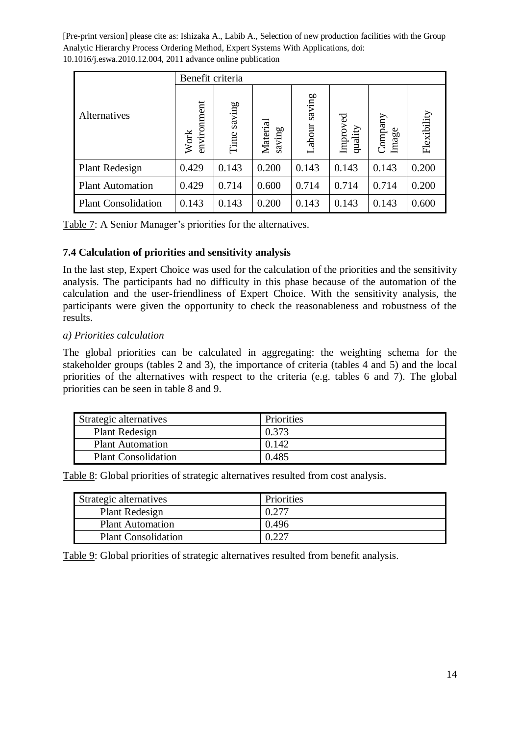|  | Benefit criteria | | | | | | |
|---|---|---|---|---|---|---|---|
| Alternatives | Work environment | Time saving | Material saving | Labour saving | Improved quality | Company Image | Flexibility |
| Plant Redesign | 0.429 | 0.143 | 0.200 | 0.143 | 0.143 | 0.143 | 0.200 |
| Plant Automation | 0.429 | 0.714 | 0.600 | 0.714 | 0.714 | 0.714 | 0.200 |
| Plant Consolidation | 0.143 | 0.143 | 0.200 | 0.143 | 0.143 | 0.143 | 0.600 |

Table 7: A Senior Manager's priorities for the alternatives.

### 7.4 Calculation of priorities and sensitivity analysis

In the last step, Expert Choice was used for the calculation of the priorities and the sensitivity analysis. The participants had no difficulty in this phase because of the automation of the calculation and the user-friendliness of Expert Choice. With the sensitivity analysis, the participants were given the opportunity to check the reasonableness and robustness of the results.

*a) Priorities calculation*

The global priorities can be calculated in aggregating: the weighting schema for the stakeholder groups (tables 2 and 3), the importance of criteria (tables 4 and 5) and the local priorities of the alternatives with respect to the criteria (e.g. tables 6 and 7). The global priorities can be seen in table 8 and 9.

| Strategic alternatives | Priorities |
|---|---|
| Plant Redesign | 0.373 |
| Plant Automation | 0.142 |
| Plant Consolidation | 0.485 |

Table 8: Global priorities of strategic alternatives resulted from cost analysis.

| Strategic alternatives | Priorities |
|---|---|
| Plant Redesign | 0.277 |
| Plant Automation | 0.496 |
| Plant Consolidation | 0.227 |

Table 9: Global priorities of strategic alternatives resulted from benefit analysis.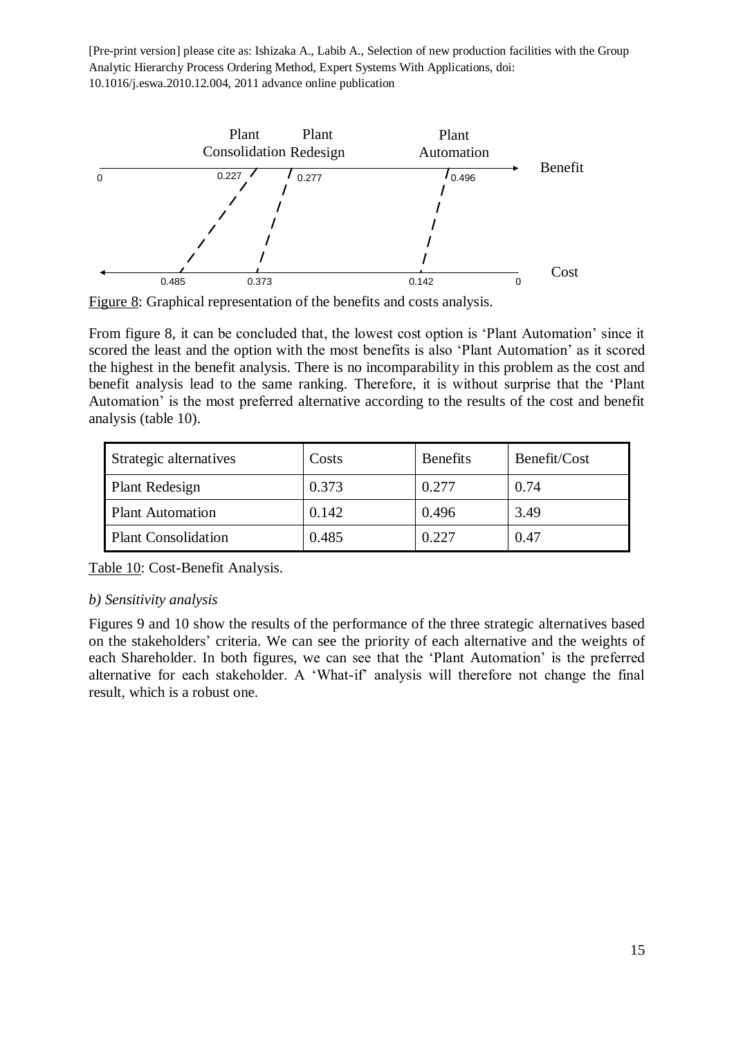Figure 8: Graphical representation of the benefits and costs analysis.

From figure 8, it can be concluded that, the lowest cost option is 'Plant Automation' since it scored the least and the option with the most benefits is also 'Plant Automation' as it scored the highest in the benefit analysis. There is no incomparability in this problem as the cost and benefit analysis lead to the same ranking. Therefore, it is without surprise that the 'Plant Automation' is the most preferred alternative according to the results of the cost and benefit analysis (table 10).

| Strategic alternatives | Costs | Benefits | Benefit/Cost |
|---|---|---|---|
| Plant Redesign | 0.373 | 0.277 | 0.74 |
| Plant Automation | 0.142 | 0.496 | 3.49 |
| Plant Consolidation | 0.485 | 0.227 | 0.47 |

Table 10: Cost-Benefit Analysis.

*b) Sensitivity analysis*

Figures 9 and 10 show the results of the performance of the three strategic alternatives based on the stakeholders' criteria. We can see the priority of each alternative and the weights of each Shareholder. In both figures, we can see that the 'Plant Automation' is the preferred alternative for each stakeholder. A 'What-if' analysis will therefore not change the final result, which is a robust one.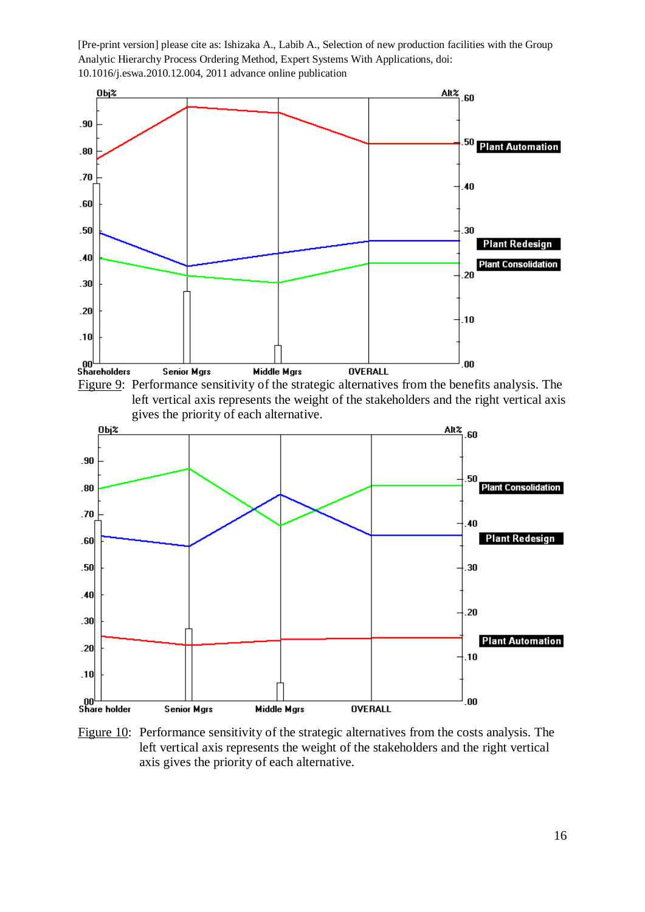[Pre-print version] please cite as: Ishizaka A., Labib A., Selection of new production facilities with the Group Analytic Hierarchy Process Ordering Method, Expert Systems With Applications, doi: 10.1016/j.eswa.2010.12.004, 2011 advance online publication

Figure 9: Performance sensitivity of the strategic alternatives from the benefits analysis. The left vertical axis represents the weight of the stakeholders and the right vertical axis gives the priority of each alternative.

Figure 10: Performance sensitivity of the strategic alternatives from the costs analysis. The left vertical axis represents the weight of the stakeholders and the right vertical axis gives the priority of each alternative.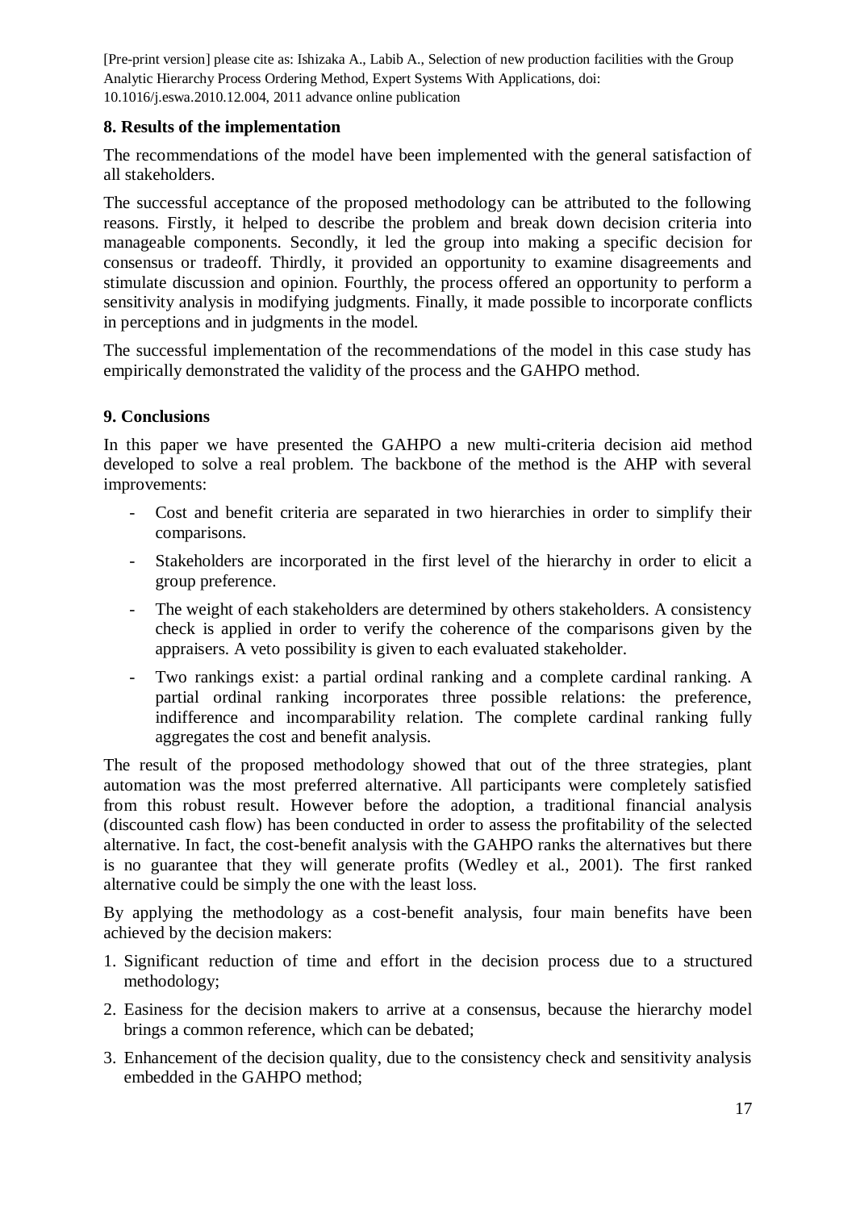## 8. Results of the implementation

The recommendations of the model have been implemented with the general satisfaction of all stakeholders.

The successful acceptance of the proposed methodology can be attributed to the following reasons. Firstly, it helped to describe the problem and break down decision criteria into manageable components. Secondly, it led the group into making a specific decision for consensus or tradeoff. Thirdly, it provided an opportunity to examine disagreements and stimulate discussion and opinion. Fourthly, the process offered an opportunity to perform a sensitivity analysis in modifying judgments. Finally, it made possible to incorporate conflicts in perceptions and in judgments in the model.

The successful implementation of the recommendations of the model in this case study has empirically demonstrated the validity of the process and the GAHPO method.

## 9. Conclusions

In this paper we have presented the GAHPO a new multi-criteria decision aid method developed to solve a real problem. The backbone of the method is the AHP with several improvements:

- Cost and benefit criteria are separated in two hierarchies in order to simplify their comparisons.
- Stakeholders are incorporated in the first level of the hierarchy in order to elicit a group preference.
- The weight of each stakeholders are determined by others stakeholders. A consistency check is applied in order to verify the coherence of the comparisons given by the appraisers. A veto possibility is given to each evaluated stakeholder.
- Two rankings exist: a partial ordinal ranking and a complete cardinal ranking. A partial ordinal ranking incorporates three possible relations: the preference, indifference and incomparability relation. The complete cardinal ranking fully aggregates the cost and benefit analysis.

The result of the proposed methodology showed that out of the three strategies, plant automation was the most preferred alternative. All participants were completely satisfied from this robust result. However before the adoption, a traditional financial analysis (discounted cash flow) has been conducted in order to assess the profitability of the selected alternative. In fact, the cost-benefit analysis with the GAHPO ranks the alternatives but there is no guarantee that they will generate profits (Wedley et al., 2001). The first ranked alternative could be simply the one with the least loss.

By applying the methodology as a cost-benefit analysis, four main benefits have been achieved by the decision makers:

1. Significant reduction of time and effort in the decision process due to a structured methodology;
2. Easiness for the decision makers to arrive at a consensus, because the hierarchy model brings a common reference, which can be debated;
3. Enhancement of the decision quality, due to the consistency check and sensitivity analysis embedded in the GAHPO method;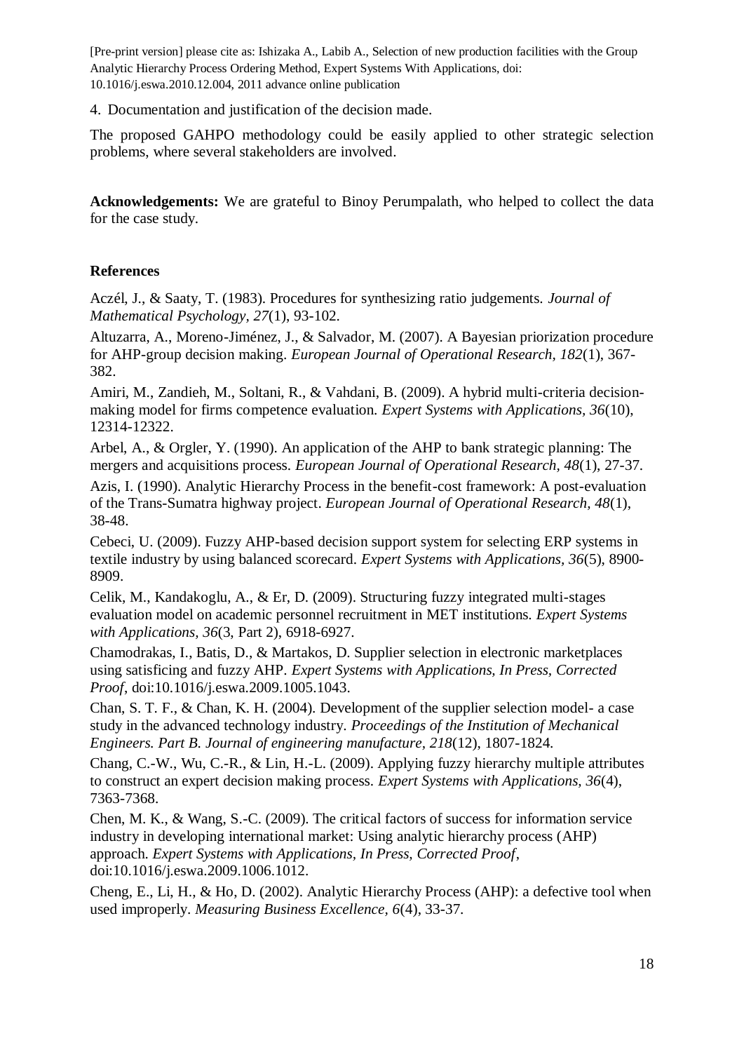4. Documentation and justification of the decision made.

The proposed GAHPO methodology could be easily applied to other strategic selection problems, where several stakeholders are involved.

**Acknowledgements:** We are grateful to Binoy Perumpalath, who helped to collect the data for the case study.

## References

Aczél, J., & Saaty, T. (1983). Procedures for synthesizing ratio judgements. *Journal of Mathematical Psychology, 27*(1), 93-102.

Altuzarra, A., Moreno-Jiménez, J., & Salvador, M. (2007). A Bayesian priorization procedure for AHP-group decision making. *European Journal of Operational Research, 182*(1), 367-382.

Amiri, M., Zandieh, M., Soltani, R., & Vahdani, B. (2009). A hybrid multi-criteria decision-making model for firms competence evaluation. *Expert Systems with Applications, 36*(10), 12314-12322.

Arbel, A., & Orgler, Y. (1990). An application of the AHP to bank strategic planning: The mergers and acquisitions process. *European Journal of Operational Research, 48*(1), 27-37.

Azis, I. (1990). Analytic Hierarchy Process in the benefit-cost framework: A post-evaluation of the Trans-Sumatra highway project. *European Journal of Operational Research, 48*(1), 38-48.

Cebeci, U. (2009). Fuzzy AHP-based decision support system for selecting ERP systems in textile industry by using balanced scorecard. *Expert Systems with Applications, 36*(5), 8900-8909.

Celik, M., Kandakoglu, A., & Er, D. (2009). Structuring fuzzy integrated multi-stages evaluation model on academic personnel recruitment in MET institutions. *Expert Systems with Applications, 36*(3, Part 2), 6918-6927.

Chamodrakas, I., Batis, D., & Martakos, D. Supplier selection in electronic marketplaces using satisficing and fuzzy AHP. *Expert Systems with Applications, In Press, Corrected Proof*, doi:10.1016/j.eswa.2009.1005.1043.

Chan, S. T. F., & Chan, K. H. (2004). Development of the supplier selection model- a case study in the advanced technology industry. *Proceedings of the Institution of Mechanical Engineers. Part B. Journal of engineering manufacture, 218*(12), 1807-1824.

Chang, C.-W., Wu, C.-R., & Lin, H.-L. (2009). Applying fuzzy hierarchy multiple attributes to construct an expert decision making process. *Expert Systems with Applications, 36*(4), 7363-7368.

Chen, M. K., & Wang, S.-C. (2009). The critical factors of success for information service industry in developing international market: Using analytic hierarchy process (AHP) approach. *Expert Systems with Applications, In Press, Corrected Proof*, doi:10.1016/j.eswa.2009.1006.1012.

Cheng, E., Li, H., & Ho, D. (2002). Analytic Hierarchy Process (AHP): a defective tool when used improperly. *Measuring Business Excellence, 6*(4), 33-37.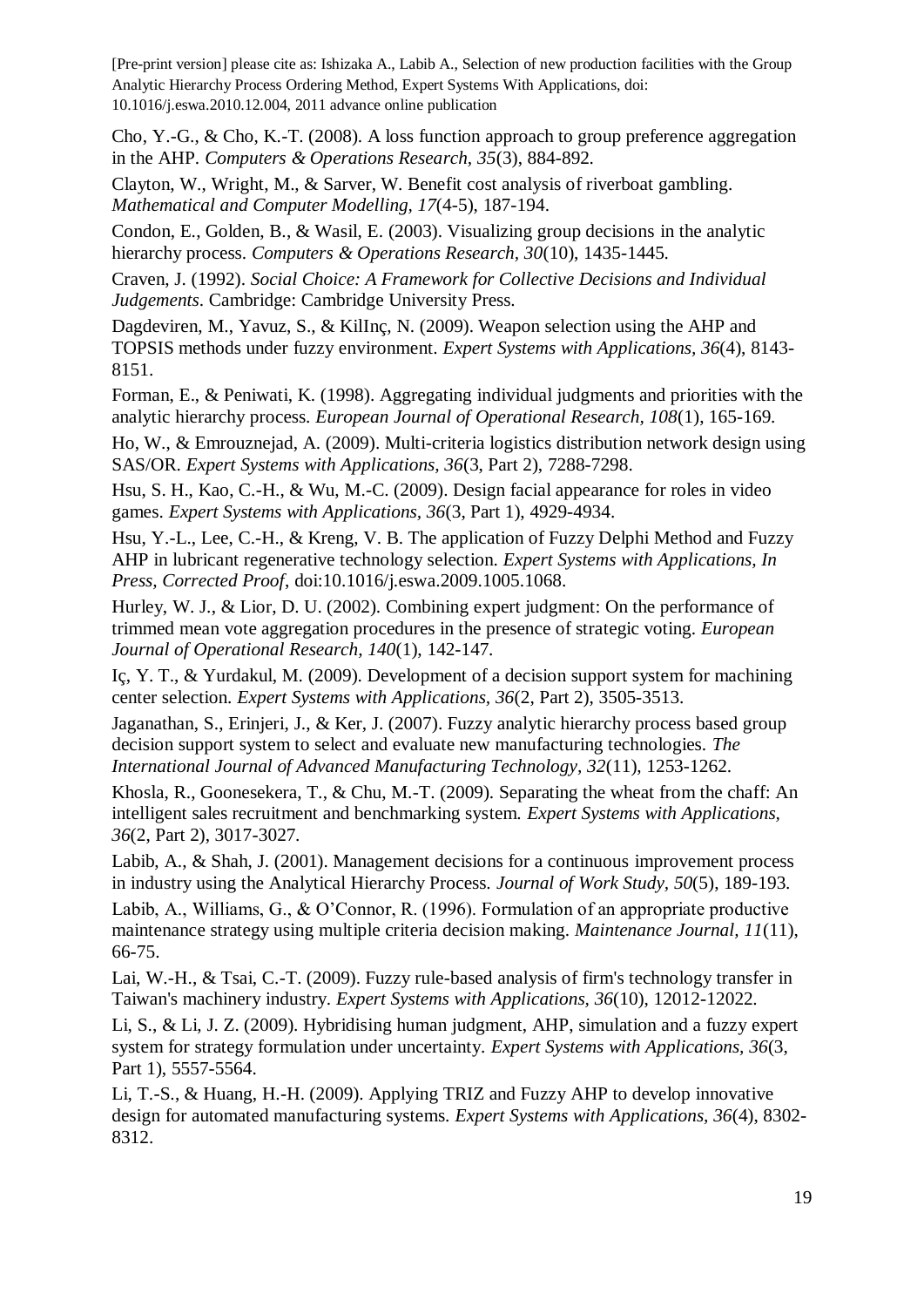Cho, Y.-G., & Cho, K.-T. (2008). A loss function approach to group preference aggregation in the AHP. *Computers & Operations Research, 35*(3), 884-892.

Clayton, W., Wright, M., & Sarver, W. Benefit cost analysis of riverboat gambling. *Mathematical and Computer Modelling, 17*(4-5), 187-194.

Condon, E., Golden, B., & Wasil, E. (2003). Visualizing group decisions in the analytic hierarchy process. *Computers & Operations Research, 30*(10), 1435-1445.

Craven, J. (1992). *Social Choice: A Framework for Collective Decisions and Individual Judgements*. Cambridge: Cambridge University Press.

Dagdeviren, M., Yavuz, S., & KilInç, N. (2009). Weapon selection using the AHP and TOPSIS methods under fuzzy environment. *Expert Systems with Applications, 36*(4), 8143-8151.

Forman, E., & Peniwati, K. (1998). Aggregating individual judgments and priorities with the analytic hierarchy process. *European Journal of Operational Research, 108*(1), 165-169.

Ho, W., & Emrouznejad, A. (2009). Multi-criteria logistics distribution network design using SAS/OR. *Expert Systems with Applications, 36*(3, Part 2), 7288-7298.

Hsu, S. H., Kao, C.-H., & Wu, M.-C. (2009). Design facial appearance for roles in video games. *Expert Systems with Applications, 36*(3, Part 1), 4929-4934.

Hsu, Y.-L., Lee, C.-H., & Kreng, V. B. The application of Fuzzy Delphi Method and Fuzzy AHP in lubricant regenerative technology selection. *Expert Systems with Applications, In Press, Corrected Proof*, doi:10.1016/j.eswa.2009.1005.1068.

Hurley, W. J., & Lior, D. U. (2002). Combining expert judgment: On the performance of trimmed mean vote aggregation procedures in the presence of strategic voting. *European Journal of Operational Research, 140*(1), 142-147.

Iç, Y. T., & Yurdakul, M. (2009). Development of a decision support system for machining center selection. *Expert Systems with Applications, 36*(2, Part 2), 3505-3513.

Jaganathan, S., Erinjeri, J., & Ker, J. (2007). Fuzzy analytic hierarchy process based group decision support system to select and evaluate new manufacturing technologies. *The International Journal of Advanced Manufacturing Technology, 32*(11), 1253-1262.

Khosla, R., Goonesekera, T., & Chu, M.-T. (2009). Separating the wheat from the chaff: An intelligent sales recruitment and benchmarking system. *Expert Systems with Applications, 36*(2, Part 2), 3017-3027.

Labib, A., & Shah, J. (2001). Management decisions for a continuous improvement process in industry using the Analytical Hierarchy Process. *Journal of Work Study, 50*(5), 189-193.

Labib, A., Williams, G., & O'Connor, R. (1996). Formulation of an appropriate productive maintenance strategy using multiple criteria decision making. *Maintenance Journal, 11*(11), 66-75.

Lai, W.-H., & Tsai, C.-T. (2009). Fuzzy rule-based analysis of firm's technology transfer in Taiwan's machinery industry. *Expert Systems with Applications, 36*(10), 12012-12022.

Li, S., & Li, J. Z. (2009). Hybridising human judgment, AHP, simulation and a fuzzy expert system for strategy formulation under uncertainty. *Expert Systems with Applications, 36*(3, Part 1), 5557-5564.

Li, T.-S., & Huang, H.-H. (2009). Applying TRIZ and Fuzzy AHP to develop innovative design for automated manufacturing systems. *Expert Systems with Applications, 36*(4), 8302-8312.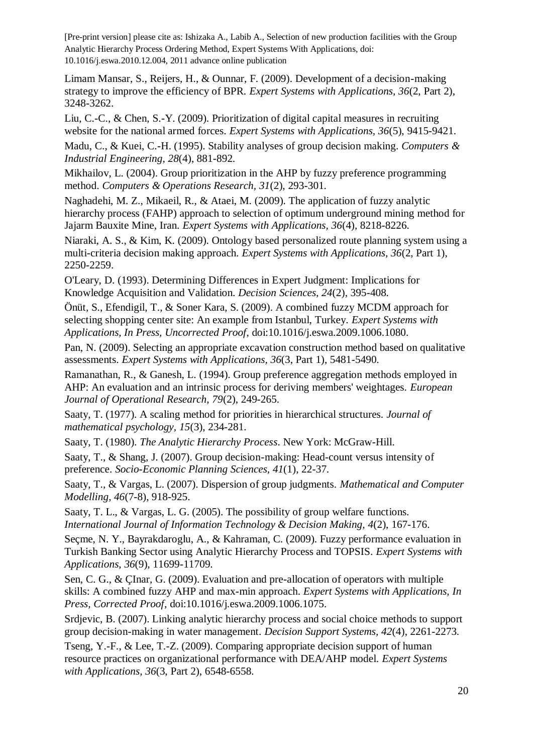Limam Mansar, S., Reijers, H., & Ounnar, F. (2009). Development of a decision-making strategy to improve the efficiency of BPR. *Expert Systems with Applications, 36*(2, Part 2), 3248-3262.

Liu, C.-C., & Chen, S.-Y. (2009). Prioritization of digital capital measures in recruiting website for the national armed forces. *Expert Systems with Applications, 36*(5), 9415-9421.

Madu, C., & Kuei, C.-H. (1995). Stability analyses of group decision making. *Computers & Industrial Engineering, 28*(4), 881-892.

Mikhailov, L. (2004). Group prioritization in the AHP by fuzzy preference programming method. *Computers & Operations Research, 31*(2), 293-301.

Naghadehi, M. Z., Mikaeil, R., & Ataei, M. (2009). The application of fuzzy analytic hierarchy process (FAHP) approach to selection of optimum underground mining method for Jajarm Bauxite Mine, Iran. *Expert Systems with Applications, 36*(4), 8218-8226.

Niaraki, A. S., & Kim, K. (2009). Ontology based personalized route planning system using a multi-criteria decision making approach. *Expert Systems with Applications, 36*(2, Part 1), 2250-2259.

O'Leary, D. (1993). Determining Differences in Expert Judgment: Implications for Knowledge Acquisition and Validation. *Decision Sciences, 24*(2), 395-408.

Önüt, S., Efendigil, T., & Soner Kara, S. (2009). A combined fuzzy MCDM approach for selecting shopping center site: An example from Istanbul, Turkey. *Expert Systems with Applications, In Press, Uncorrected Proof*, doi:10.1016/j.eswa.2009.1006.1080.

Pan, N. (2009). Selecting an appropriate excavation construction method based on qualitative assessments. *Expert Systems with Applications, 36*(3, Part 1), 5481-5490.

Ramanathan, R., & Ganesh, L. (1994). Group preference aggregation methods employed in AHP: An evaluation and an intrinsic process for deriving members' weightages. *European Journal of Operational Research, 79*(2), 249-265.

Saaty, T. (1977). A scaling method for priorities in hierarchical structures. *Journal of mathematical psychology, 15*(3), 234-281.

Saaty, T. (1980). *The Analytic Hierarchy Process*. New York: McGraw-Hill.

Saaty, T., & Shang, J. (2007). Group decision-making: Head-count versus intensity of preference. *Socio-Economic Planning Sciences, 41*(1), 22-37.

Saaty, T., & Vargas, L. (2007). Dispersion of group judgments. *Mathematical and Computer Modelling, 46*(7-8), 918-925.

Saaty, T. L., & Vargas, L. G. (2005). The possibility of group welfare functions. *International Journal of Information Technology & Decision Making, 4*(2), 167-176.

Seçme, N. Y., Bayrakdaroglu, A., & Kahraman, C. (2009). Fuzzy performance evaluation in Turkish Banking Sector using Analytic Hierarchy Process and TOPSIS. *Expert Systems with Applications, 36*(9), 11699-11709.

Sen, C. G., & ÇInar, G. (2009). Evaluation and pre-allocation of operators with multiple skills: A combined fuzzy AHP and max-min approach. *Expert Systems with Applications, In Press, Corrected Proof*, doi:10.1016/j.eswa.2009.1006.1075.

Srdjevic, B. (2007). Linking analytic hierarchy process and social choice methods to support group decision-making in water management. *Decision Support Systems, 42*(4), 2261-2273.

Tseng, Y.-F., & Lee, T.-Z. (2009). Comparing appropriate decision support of human resource practices on organizational performance with DEA/AHP model. *Expert Systems with Applications, 36*(3, Part 2), 6548-6558.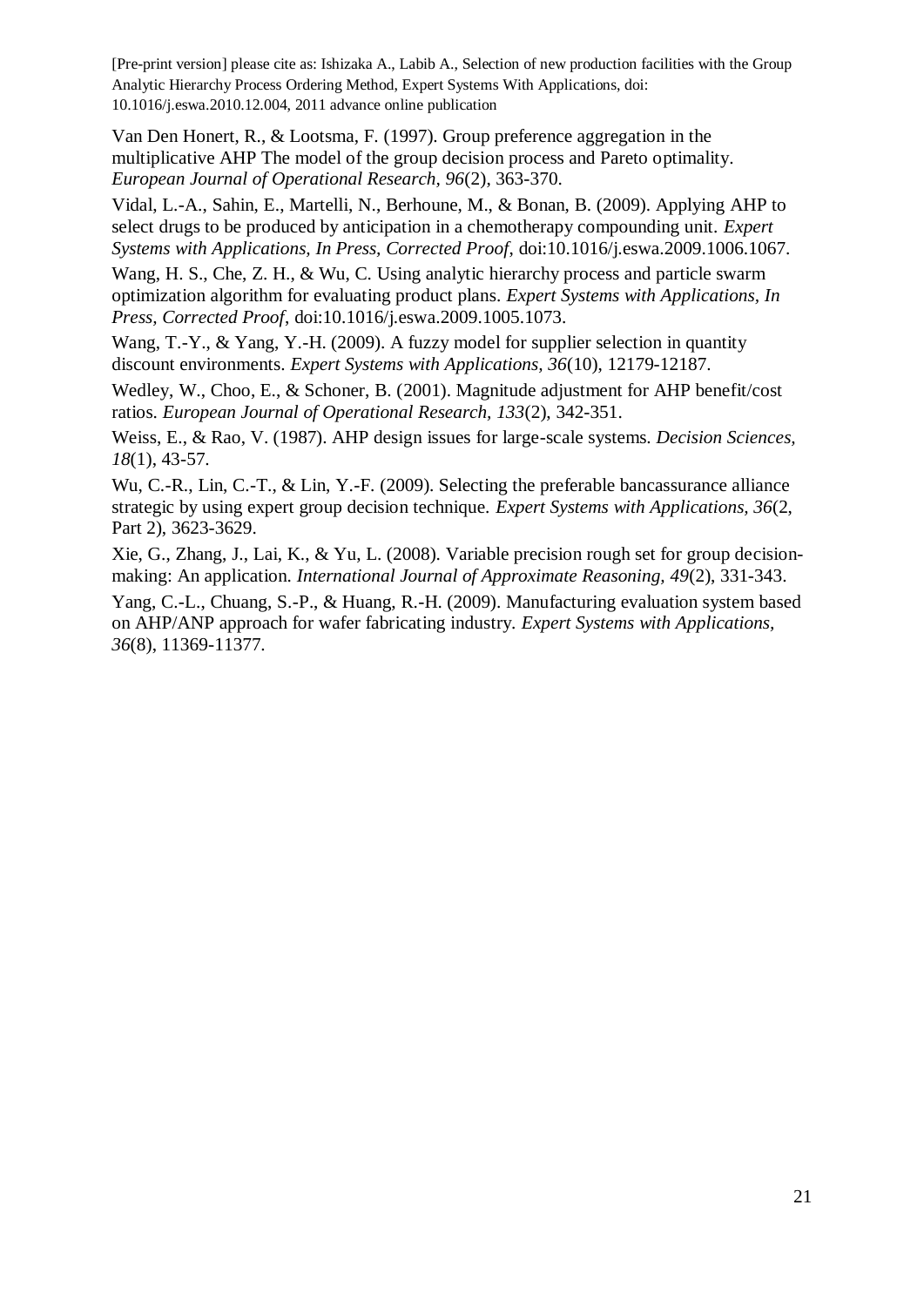Van Den Honert, R., & Lootsma, F. (1997). Group preference aggregation in the multiplicative AHP The model of the group decision process and Pareto optimality. *European Journal of Operational Research, 96*(2), 363-370.

Vidal, L.-A., Sahin, E., Martelli, N., Berhoune, M., & Bonan, B. (2009). Applying AHP to select drugs to be produced by anticipation in a chemotherapy compounding unit. *Expert Systems with Applications, In Press, Corrected Proof*, doi:10.1016/j.eswa.2009.1006.1067.

Wang, H. S., Che, Z. H., & Wu, C. Using analytic hierarchy process and particle swarm optimization algorithm for evaluating product plans. *Expert Systems with Applications, In Press, Corrected Proof*, doi:10.1016/j.eswa.2009.1005.1073.

Wang, T.-Y., & Yang, Y.-H. (2009). A fuzzy model for supplier selection in quantity discount environments. *Expert Systems with Applications, 36*(10), 12179-12187.

Wedley, W., Choo, E., & Schoner, B. (2001). Magnitude adjustment for AHP benefit/cost ratios. *European Journal of Operational Research, 133*(2), 342-351.

Weiss, E., & Rao, V. (1987). AHP design issues for large-scale systems. *Decision Sciences, 18*(1), 43-57.

Wu, C.-R., Lin, C.-T., & Lin, Y.-F. (2009). Selecting the preferable bancassurance alliance strategic by using expert group decision technique. *Expert Systems with Applications, 36*(2, Part 2), 3623-3629.

Xie, G., Zhang, J., Lai, K., & Yu, L. (2008). Variable precision rough set for group decision-making: An application. *International Journal of Approximate Reasoning, 49*(2), 331-343.

Yang, C.-L., Chuang, S.-P., & Huang, R.-H. (2009). Manufacturing evaluation system based on AHP/ANP approach for wafer fabricating industry. *Expert Systems with Applications, 36*(8), 11369-11377.